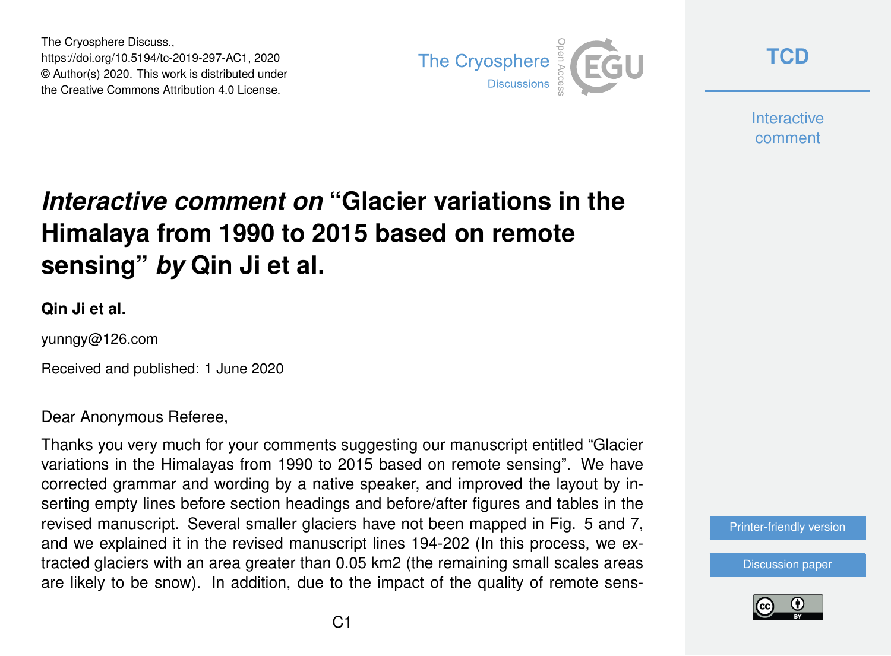# *Interactive comment on* "Glacier variations in the Himalaya from 1990 to 2015 based on remote sensing" *by* Qin Ji et al.

**Qin Ji et al.**

yunngy@126.com

Received and published: 1 June 2020

Dear Anonymous Referee,

Thanks you very much for your comments suggesting our manuscript entitled "Glacier variations in the Himalayas from 1990 to 2015 based on remote sensing". We have corrected grammar and wording by a native speaker, and improved the layout by inserting empty lines before section headings and before/after figures and tables in the revised manuscript. Several smaller glaciers have not been mapped in Fig. 5 and 7, and we explained it in the revised manuscript lines 194-202 (In this process, we extracted glaciers with an area greater than 0.05 km2 (the remaining small scales areas are likely to be snow). In addition, due to the impact of the quality of remote sens-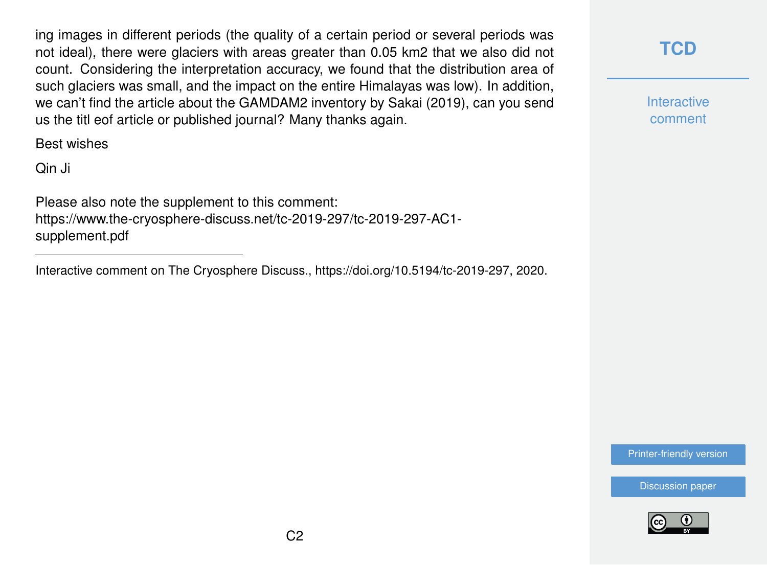ing images in different periods (the quality of a certain period or several periods was not ideal), there were glaciers with areas greater than 0.05 km2 that we also did not count. Considering the interpretation accuracy, we found that the distribution area of such glaciers was small, and the impact on the entire Himalayas was low). In addition, we can't find the article about the GAMDAM2 inventory by Sakai (2019), can you send us the titl eof article or published journal? Many thanks again.

Best wishes

Qin Ji

Please also note the supplement to this comment:
https://www.the-cryosphere-discuss.net/tc-2019-297/tc-2019-297-AC1-supplement.pdf

---

Interactive comment on The Cryosphere Discuss., https://doi.org/10.5194/tc-2019-297, 2020.